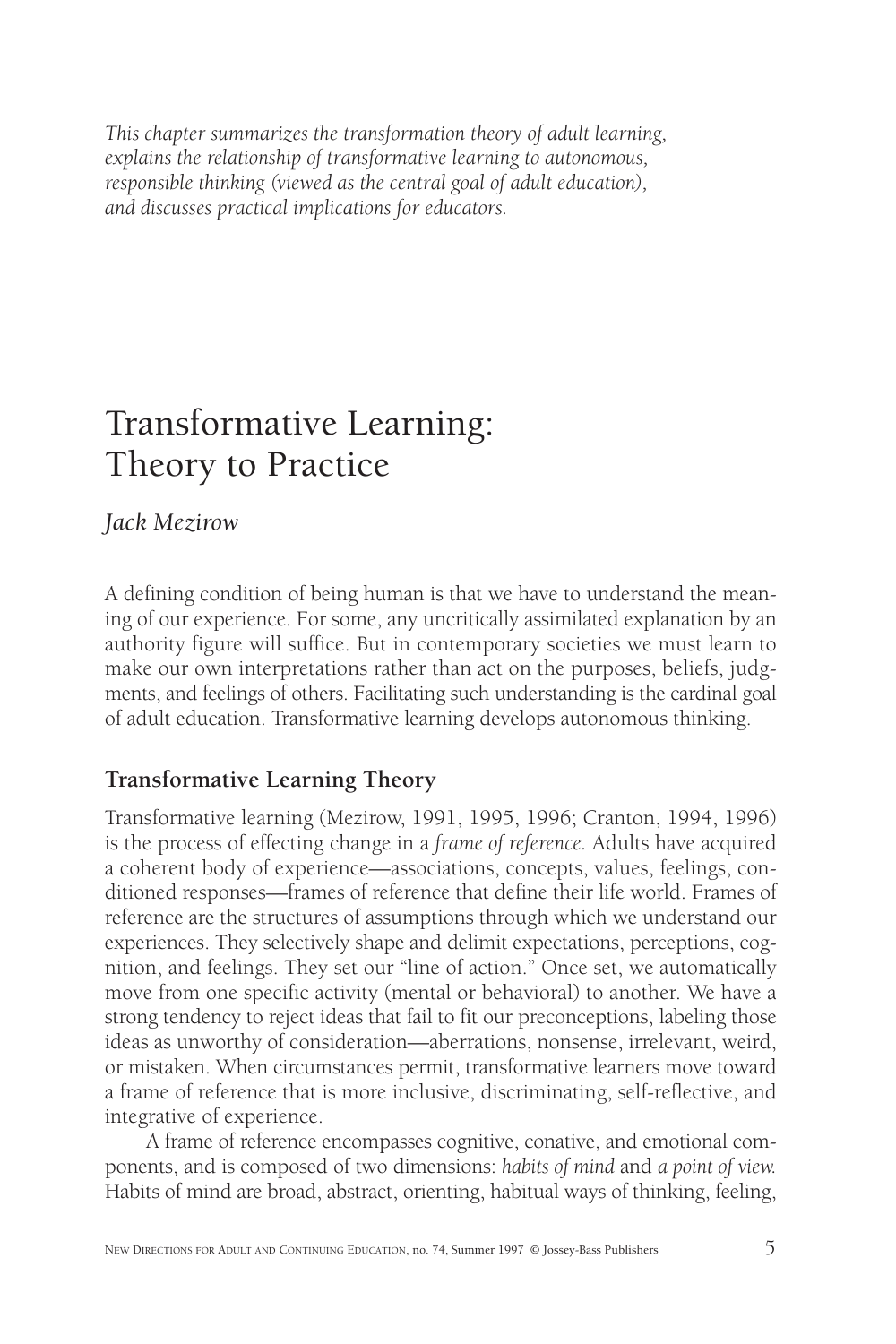*This chapter summarizes the transformation theory of adult learning, explains the relationship of transformative learning to autonomous, responsible thinking (viewed as the central goal of adult education), and discusses practical implications for educators.*

# Transformative Learning: Theory to Practice

*Jack Mezirow*

A defining condition of being human is that we have to understand the meaning of our experience. For some, any uncritically assimilated explanation by an authority figure will suffice. But in contemporary societies we must learn to make our own interpretations rather than act on the purposes, beliefs, judgments, and feelings of others. Facilitating such understanding is the cardinal goal of adult education. Transformative learning develops autonomous thinking.

## Transformative Learning Theory

Transformative learning (Mezirow, 1991, 1995, 1996; Cranton, 1994, 1996) is the process of effecting change in a *frame of reference*. Adults have acquired a coherent body of experience—associations, concepts, values, feelings, conditioned responses—frames of reference that define their life world. Frames of reference are the structures of assumptions through which we understand our experiences. They selectively shape and delimit expectations, perceptions, cognition, and feelings. They set our "line of action." Once set, we automatically move from one specific activity (mental or behavioral) to another. We have a strong tendency to reject ideas that fail to fit our preconceptions, labeling those ideas as unworthy of consideration—aberrations, nonsense, irrelevant, weird, or mistaken. When circumstances permit, transformative learners move toward a frame of reference that is more inclusive, discriminating, self-reflective, and integrative of experience.

A frame of reference encompasses cognitive, conative, and emotional components, and is composed of two dimensions: *habits of mind* and *a point of view.* Habits of mind are broad, abstract, orienting, habitual ways of thinking, feeling,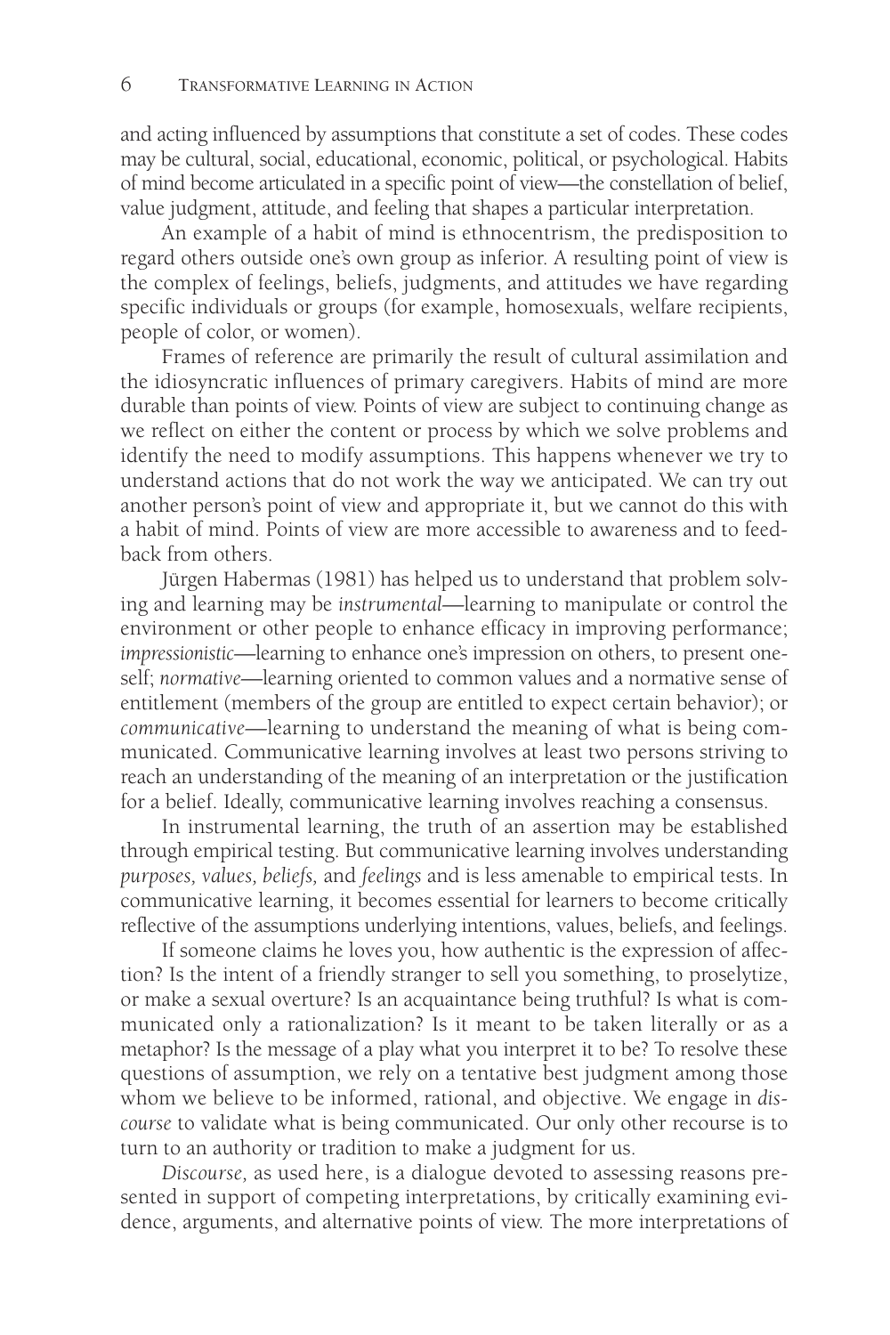and acting influenced by assumptions that constitute a set of codes. These codes may be cultural, social, educational, economic, political, or psychological. Habits of mind become articulated in a specific point of view—the constellation of belief, value judgment, attitude, and feeling that shapes a particular interpretation.

An example of a habit of mind is ethnocentrism, the predisposition to regard others outside one's own group as inferior. A resulting point of view is the complex of feelings, beliefs, judgments, and attitudes we have regarding specific individuals or groups (for example, homosexuals, welfare recipients, people of color, or women).

Frames of reference are primarily the result of cultural assimilation and the idiosyncratic influences of primary caregivers. Habits of mind are more durable than points of view. Points of view are subject to continuing change as we reflect on either the content or process by which we solve problems and identify the need to modify assumptions. This happens whenever we try to understand actions that do not work the way we anticipated. We can try out another person's point of view and appropriate it, but we cannot do this with a habit of mind. Points of view are more accessible to awareness and to feedback from others.

Jürgen Habermas (1981) has helped us to understand that problem solving and learning may be *instrumental*—learning to manipulate or control the environment or other people to enhance efficacy in improving performance; *impressionistic*—learning to enhance one's impression on others, to present oneself; *normative*—learning oriented to common values and a normative sense of entitlement (members of the group are entitled to expect certain behavior); or *communicative*—learning to understand the meaning of what is being communicated. Communicative learning involves at least two persons striving to reach an understanding of the meaning of an interpretation or the justification for a belief. Ideally, communicative learning involves reaching a consensus.

In instrumental learning, the truth of an assertion may be established through empirical testing. But communicative learning involves understanding *purposes, values, beliefs,* and *feelings* and is less amenable to empirical tests. In communicative learning, it becomes essential for learners to become critically reflective of the assumptions underlying intentions, values, beliefs, and feelings.

If someone claims he loves you, how authentic is the expression of affection? Is the intent of a friendly stranger to sell you something, to proselytize, or make a sexual overture? Is an acquaintance being truthful? Is what is communicated only a rationalization? Is it meant to be taken literally or as a metaphor? Is the message of a play what you interpret it to be? To resolve these questions of assumption, we rely on a tentative best judgment among those whom we believe to be informed, rational, and objective. We engage in *discourse* to validate what is being communicated. Our only other recourse is to turn to an authority or tradition to make a judgment for us.

*Discourse,* as used here, is a dialogue devoted to assessing reasons presented in support of competing interpretations, by critically examining evidence, arguments, and alternative points of view. The more interpretations of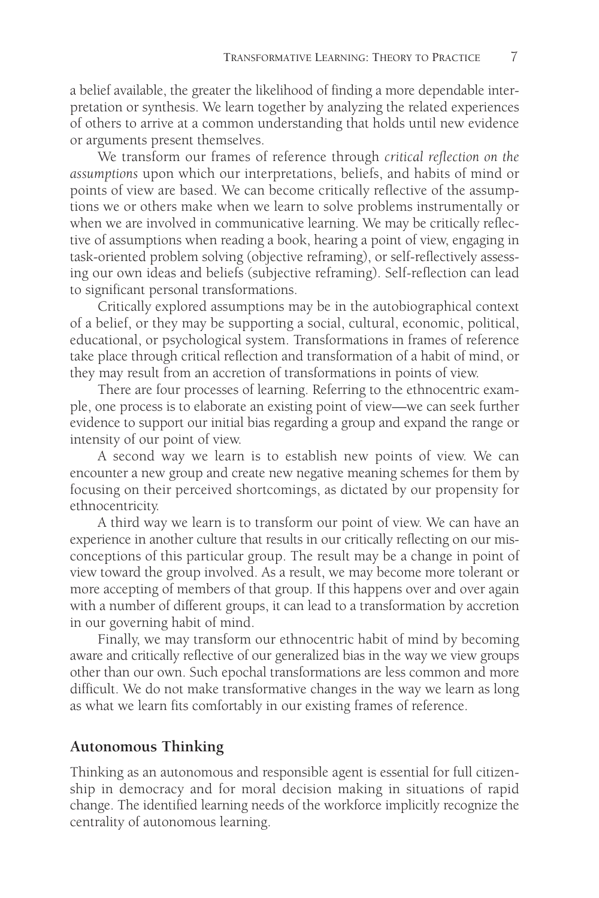a belief available, the greater the likelihood of finding a more dependable interpretation or synthesis. We learn together by analyzing the related experiences of others to arrive at a common understanding that holds until new evidence or arguments present themselves.

We transform our frames of reference through *critical reflection on the assumptions* upon which our interpretations, beliefs, and habits of mind or points of view are based. We can become critically reflective of the assumptions we or others make when we learn to solve problems instrumentally or when we are involved in communicative learning. We may be critically reflective of assumptions when reading a book, hearing a point of view, engaging in task-oriented problem solving (objective reframing), or self-reflectively assessing our own ideas and beliefs (subjective reframing). Self-reflection can lead to significant personal transformations.

Critically explored assumptions may be in the autobiographical context of a belief, or they may be supporting a social, cultural, economic, political, educational, or psychological system. Transformations in frames of reference take place through critical reflection and transformation of a habit of mind, or they may result from an accretion of transformations in points of view.

There are four processes of learning. Referring to the ethnocentric example, one process is to elaborate an existing point of view—we can seek further evidence to support our initial bias regarding a group and expand the range or intensity of our point of view.

A second way we learn is to establish new points of view. We can encounter a new group and create new negative meaning schemes for them by focusing on their perceived shortcomings, as dictated by our propensity for ethnocentricity.

A third way we learn is to transform our point of view. We can have an experience in another culture that results in our critically reflecting on our misconceptions of this particular group. The result may be a change in point of view toward the group involved. As a result, we may become more tolerant or more accepting of members of that group. If this happens over and over again with a number of different groups, it can lead to a transformation by accretion in our governing habit of mind.

Finally, we may transform our ethnocentric habit of mind by becoming aware and critically reflective of our generalized bias in the way we view groups other than our own. Such epochal transformations are less common and more difficult. We do not make transformative changes in the way we learn as long as what we learn fits comfortably in our existing frames of reference.

## Autonomous Thinking

Thinking as an autonomous and responsible agent is essential for full citizenship in democracy and for moral decision making in situations of rapid change. The identified learning needs of the workforce implicitly recognize the centrality of autonomous learning.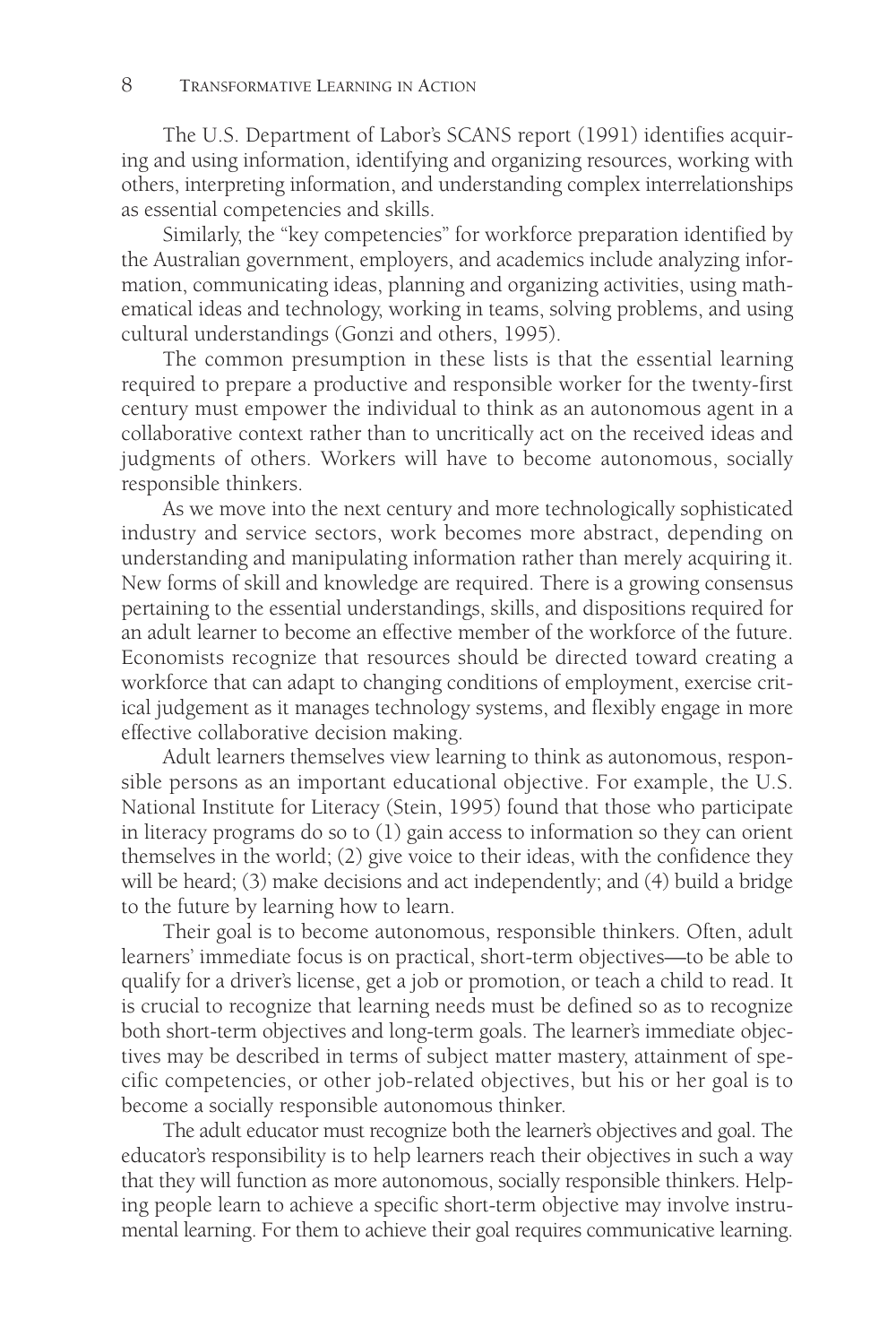The U.S. Department of Labor's SCANS report (1991) identifies acquiring and using information, identifying and organizing resources, working with others, interpreting information, and understanding complex interrelationships as essential competencies and skills.

Similarly, the "key competencies" for workforce preparation identified by the Australian government, employers, and academics include analyzing information, communicating ideas, planning and organizing activities, using mathematical ideas and technology, working in teams, solving problems, and using cultural understandings (Gonzi and others, 1995).

The common presumption in these lists is that the essential learning required to prepare a productive and responsible worker for the twenty-first century must empower the individual to think as an autonomous agent in a collaborative context rather than to uncritically act on the received ideas and judgments of others. Workers will have to become autonomous, socially responsible thinkers.

As we move into the next century and more technologically sophisticated industry and service sectors, work becomes more abstract, depending on understanding and manipulating information rather than merely acquiring it. New forms of skill and knowledge are required. There is a growing consensus pertaining to the essential understandings, skills, and dispositions required for an adult learner to become an effective member of the workforce of the future. Economists recognize that resources should be directed toward creating a workforce that can adapt to changing conditions of employment, exercise critical judgement as it manages technology systems, and flexibly engage in more effective collaborative decision making.

Adult learners themselves view learning to think as autonomous, responsible persons as an important educational objective. For example, the U.S. National Institute for Literacy (Stein, 1995) found that those who participate in literacy programs do so to (1) gain access to information so they can orient themselves in the world; (2) give voice to their ideas, with the confidence they will be heard; (3) make decisions and act independently; and (4) build a bridge to the future by learning how to learn.

Their goal is to become autonomous, responsible thinkers. Often, adult learners' immediate focus is on practical, short-term objectives—to be able to qualify for a driver's license, get a job or promotion, or teach a child to read. It is crucial to recognize that learning needs must be defined so as to recognize both short-term objectives and long-term goals. The learner's immediate objectives may be described in terms of subject matter mastery, attainment of specific competencies, or other job-related objectives, but his or her goal is to become a socially responsible autonomous thinker.

The adult educator must recognize both the learner's objectives and goal. The educator's responsibility is to help learners reach their objectives in such a way that they will function as more autonomous, socially responsible thinkers. Helping people learn to achieve a specific short-term objective may involve instrumental learning. For them to achieve their goal requires communicative learning.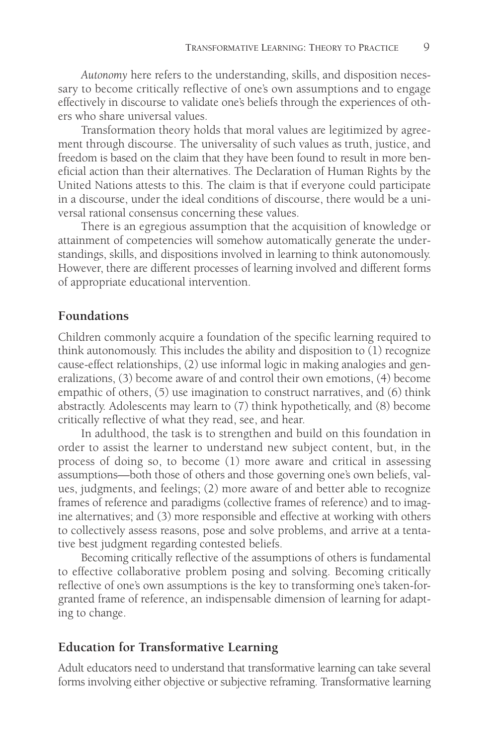*Autonomy* here refers to the understanding, skills, and disposition necessary to become critically reflective of one's own assumptions and to engage effectively in discourse to validate one's beliefs through the experiences of others who share universal values.

Transformation theory holds that moral values are legitimized by agreement through discourse. The universality of such values as truth, justice, and freedom is based on the claim that they have been found to result in more beneficial action than their alternatives. The Declaration of Human Rights by the United Nations attests to this. The claim is that if everyone could participate in a discourse, under the ideal conditions of discourse, there would be a universal rational consensus concerning these values.

There is an egregious assumption that the acquisition of knowledge or attainment of competencies will somehow automatically generate the understandings, skills, and dispositions involved in learning to think autonomously. However, there are different processes of learning involved and different forms of appropriate educational intervention.

## Foundations

Children commonly acquire a foundation of the specific learning required to think autonomously. This includes the ability and disposition to (1) recognize cause-effect relationships, (2) use informal logic in making analogies and generalizations, (3) become aware of and control their own emotions, (4) become empathic of others, (5) use imagination to construct narratives, and (6) think abstractly. Adolescents may learn to (7) think hypothetically, and (8) become critically reflective of what they read, see, and hear.

In adulthood, the task is to strengthen and build on this foundation in order to assist the learner to understand new subject content, but, in the process of doing so, to become (1) more aware and critical in assessing assumptions—both those of others and those governing one's own beliefs, values, judgments, and feelings; (2) more aware of and better able to recognize frames of reference and paradigms (collective frames of reference) and to imagine alternatives; and (3) more responsible and effective at working with others to collectively assess reasons, pose and solve problems, and arrive at a tentative best judgment regarding contested beliefs.

Becoming critically reflective of the assumptions of others is fundamental to effective collaborative problem posing and solving. Becoming critically reflective of one's own assumptions is the key to transforming one's taken-for-granted frame of reference, an indispensable dimension of learning for adapting to change.

## Education for Transformative Learning

Adult educators need to understand that transformative learning can take several forms involving either objective or subjective reframing. Transformative learning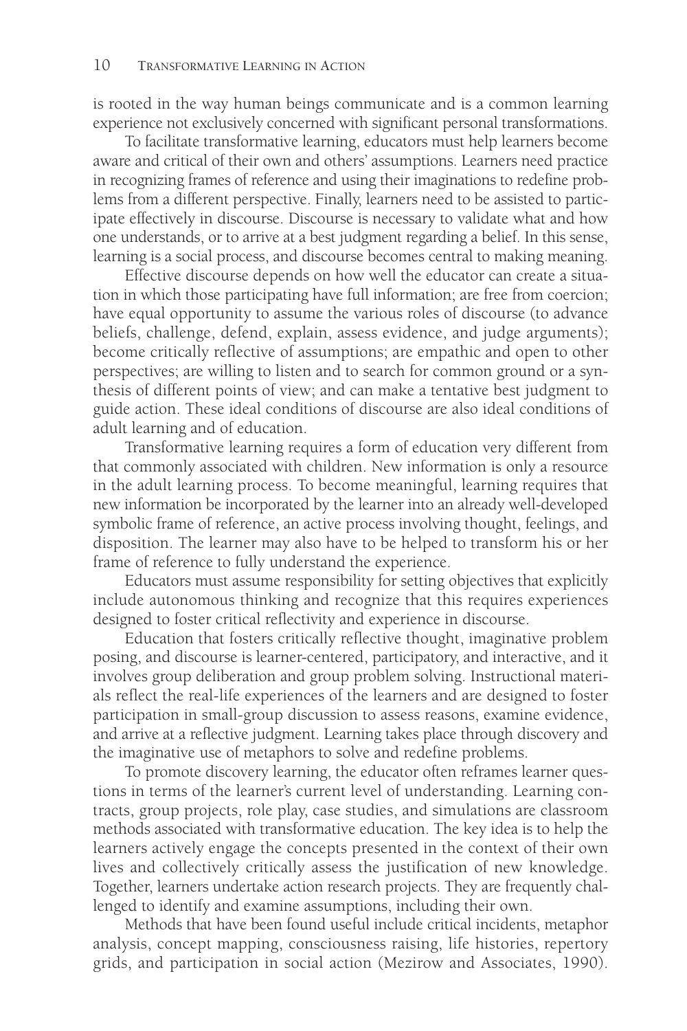is rooted in the way human beings communicate and is a common learning experience not exclusively concerned with significant personal transformations.

To facilitate transformative learning, educators must help learners become aware and critical of their own and others' assumptions. Learners need practice in recognizing frames of reference and using their imaginations to redefine problems from a different perspective. Finally, learners need to be assisted to participate effectively in discourse. Discourse is necessary to validate what and how one understands, or to arrive at a best judgment regarding a belief. In this sense, learning is a social process, and discourse becomes central to making meaning.

Effective discourse depends on how well the educator can create a situation in which those participating have full information; are free from coercion; have equal opportunity to assume the various roles of discourse (to advance beliefs, challenge, defend, explain, assess evidence, and judge arguments); become critically reflective of assumptions; are empathic and open to other perspectives; are willing to listen and to search for common ground or a synthesis of different points of view; and can make a tentative best judgment to guide action. These ideal conditions of discourse are also ideal conditions of adult learning and of education.

Transformative learning requires a form of education very different from that commonly associated with children. New information is only a resource in the adult learning process. To become meaningful, learning requires that new information be incorporated by the learner into an already well-developed symbolic frame of reference, an active process involving thought, feelings, and disposition. The learner may also have to be helped to transform his or her frame of reference to fully understand the experience.

Educators must assume responsibility for setting objectives that explicitly include autonomous thinking and recognize that this requires experiences designed to foster critical reflectivity and experience in discourse.

Education that fosters critically reflective thought, imaginative problem posing, and discourse is learner-centered, participatory, and interactive, and it involves group deliberation and group problem solving. Instructional materials reflect the real-life experiences of the learners and are designed to foster participation in small-group discussion to assess reasons, examine evidence, and arrive at a reflective judgment. Learning takes place through discovery and the imaginative use of metaphors to solve and redefine problems.

To promote discovery learning, the educator often reframes learner questions in terms of the learner's current level of understanding. Learning contracts, group projects, role play, case studies, and simulations are classroom methods associated with transformative education. The key idea is to help the learners actively engage the concepts presented in the context of their own lives and collectively critically assess the justification of new knowledge. Together, learners undertake action research projects. They are frequently challenged to identify and examine assumptions, including their own.

Methods that have been found useful include critical incidents, metaphor analysis, concept mapping, consciousness raising, life histories, repertory grids, and participation in social action (Mezirow and Associates, 1990).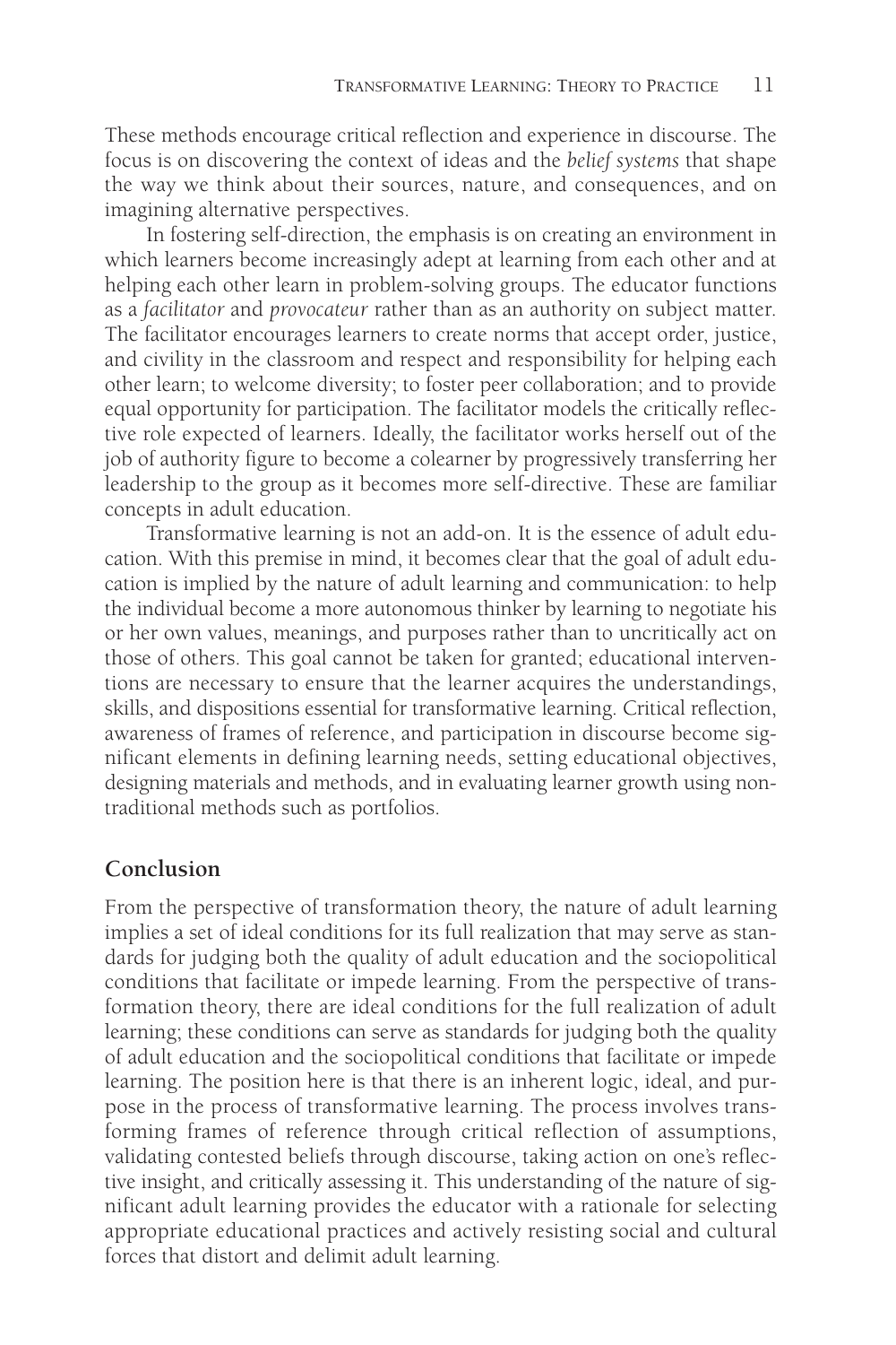These methods encourage critical reflection and experience in discourse. The focus is on discovering the context of ideas and the *belief systems* that shape the way we think about their sources, nature, and consequences, and on imagining alternative perspectives.

In fostering self-direction, the emphasis is on creating an environment in which learners become increasingly adept at learning from each other and at helping each other learn in problem-solving groups. The educator functions as a *facilitator* and *provocateur* rather than as an authority on subject matter. The facilitator encourages learners to create norms that accept order, justice, and civility in the classroom and respect and responsibility for helping each other learn; to welcome diversity; to foster peer collaboration; and to provide equal opportunity for participation. The facilitator models the critically reflective role expected of learners. Ideally, the facilitator works herself out of the job of authority figure to become a colearner by progressively transferring her leadership to the group as it becomes more self-directive. These are familiar concepts in adult education.

Transformative learning is not an add-on. It is the essence of adult education. With this premise in mind, it becomes clear that the goal of adult education is implied by the nature of adult learning and communication: to help the individual become a more autonomous thinker by learning to negotiate his or her own values, meanings, and purposes rather than to uncritically act on those of others. This goal cannot be taken for granted; educational interventions are necessary to ensure that the learner acquires the understandings, skills, and dispositions essential for transformative learning. Critical reflection, awareness of frames of reference, and participation in discourse become significant elements in defining learning needs, setting educational objectives, designing materials and methods, and in evaluating learner growth using nontraditional methods such as portfolios.

## Conclusion

From the perspective of transformation theory, the nature of adult learning implies a set of ideal conditions for its full realization that may serve as standards for judging both the quality of adult education and the sociopolitical conditions that facilitate or impede learning. From the perspective of transformation theory, there are ideal conditions for the full realization of adult learning; these conditions can serve as standards for judging both the quality of adult education and the sociopolitical conditions that facilitate or impede learning. The position here is that there is an inherent logic, ideal, and purpose in the process of transformative learning. The process involves transforming frames of reference through critical reflection of assumptions, validating contested beliefs through discourse, taking action on one's reflective insight, and critically assessing it. This understanding of the nature of significant adult learning provides the educator with a rationale for selecting appropriate educational practices and actively resisting social and cultural forces that distort and delimit adult learning.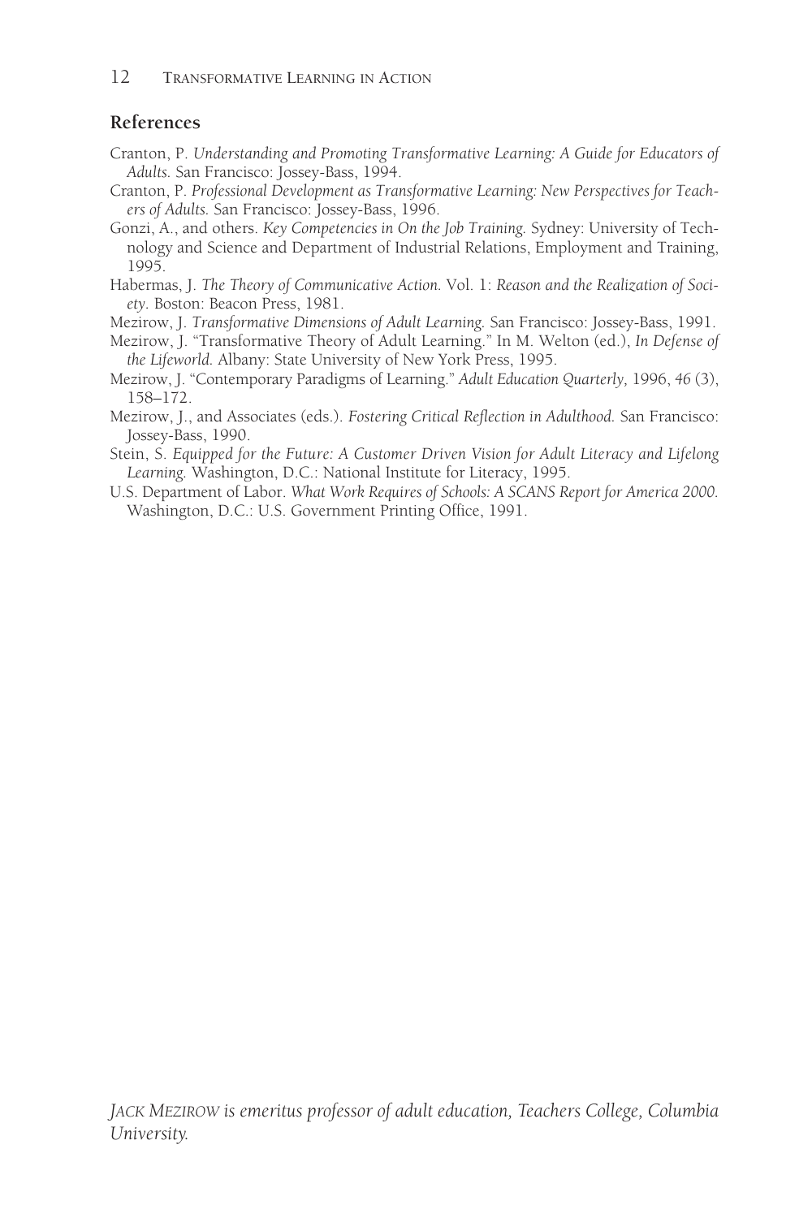## References

Cranton, P. *Understanding and Promoting Transformative Learning: A Guide for Educators of Adults.* San Francisco: Jossey-Bass, 1994.

Cranton, P. *Professional Development as Transformative Learning: New Perspectives for Teachers of Adults.* San Francisco: Jossey-Bass, 1996.

Gonzi, A., and others. *Key Competencies in On the Job Training.* Sydney: University of Technology and Science and Department of Industrial Relations, Employment and Training, 1995.

Habermas, J. *The Theory of Communicative Action.* Vol. 1: *Reason and the Realization of Society.* Boston: Beacon Press, 1981.

Mezirow, J. *Transformative Dimensions of Adult Learning.* San Francisco: Jossey-Bass, 1991.

Mezirow, J. "Transformative Theory of Adult Learning." In M. Welton (ed.), *In Defense of the Lifeworld.* Albany: State University of New York Press, 1995.

Mezirow, J. "Contemporary Paradigms of Learning." *Adult Education Quarterly,* 1996, *46* (3), 158–172.

Mezirow, J., and Associates (eds.). *Fostering Critical Reflection in Adulthood.* San Francisco: Jossey-Bass, 1990.

Stein, S. *Equipped for the Future: A Customer Driven Vision for Adult Literacy and Lifelong Learning.* Washington, D.C.: National Institute for Literacy, 1995.

U.S. Department of Labor. *What Work Requires of Schools: A SCANS Report for America 2000.* Washington, D.C.: U.S. Government Printing Office, 1991.

*JACK MEZIROW is emeritus professor of adult education, Teachers College, Columbia University.*